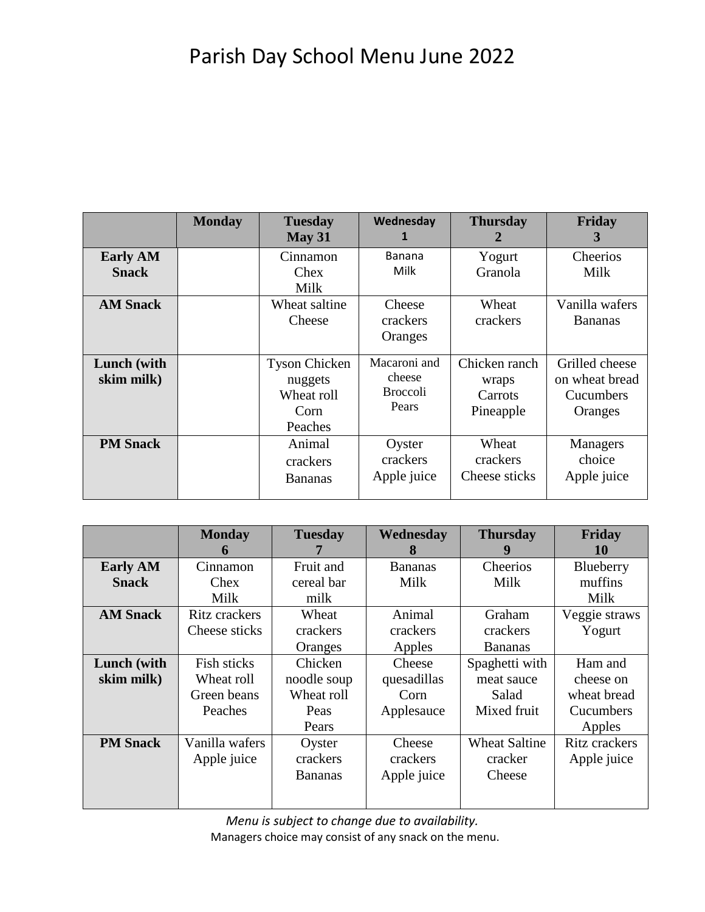# Parish Day School Menu June 2022

| | Monday | Tuesday May 31 | Wednesday 1 | Thursday 2 | Friday 3 |
|---|---|---|---|---|---|
| **Early AM Snack** | | Cinnamon Chex Milk | Banana Milk | Yogurt Granola | Cheerios Milk |
| **AM Snack** | | Wheat saltine Cheese | Cheese crackers Oranges | Wheat crackers | Vanilla wafers Bananas |
| **Lunch (with skim milk)** | | Tyson Chicken nuggets Wheat roll Corn Peaches | Macaroni and cheese Broccoli Pears | Chicken ranch wraps Carrots Pineapple | Grilled cheese on wheat bread Cucumbers Oranges |
| **PM Snack** | | Animal crackers Bananas | Oyster crackers Apple juice | Wheat crackers Cheese sticks | Managers choice Apple juice |

| | Monday 6 | Tuesday 7 | Wednesday 8 | Thursday 9 | Friday 10 |
|---|---|---|---|---|---|
| **Early AM Snack** | Cinnamon Chex Milk | Fruit and cereal bar milk | Bananas Milk | Cheerios Milk | Blueberry muffins Milk |
| **AM Snack** | Ritz crackers Cheese sticks | Wheat crackers Oranges | Animal crackers Apples | Graham crackers Bananas | Veggie straws Yogurt |
| **Lunch (with skim milk)** | Fish sticks Wheat roll Green beans Peaches | Chicken noodle soup Wheat roll Peas Pears | Cheese quesadillas Corn Applesauce | Spaghetti with meat sauce Salad Mixed fruit | Ham and cheese on wheat bread Cucumbers Apples |
| **PM Snack** | Vanilla wafers Apple juice | Oyster crackers Bananas | Cheese crackers Apple juice | Wheat Saltine cracker Cheese | Ritz crackers Apple juice |

*Menu is subject to change due to availability.*

Managers choice may consist of any snack on the menu.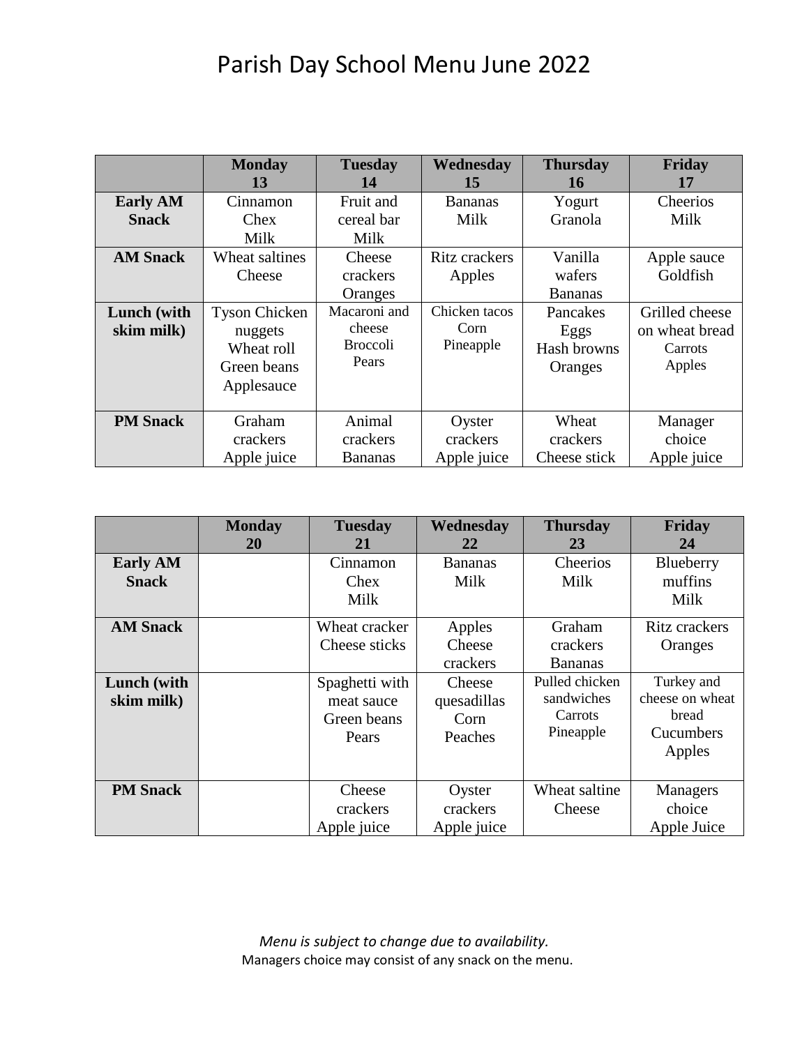# Parish Day School Menu June 2022

| | Monday 13 | Tuesday 14 | Wednesday 15 | Thursday 16 | Friday 17 |
|---|---|---|---|---|---|
| **Early AM Snack** | Cinnamon Chex Milk | Fruit and cereal bar Milk | Bananas Milk | Yogurt Granola | Cheerios Milk |
| **AM Snack** | Wheat saltines Cheese | Cheese crackers Oranges | Ritz crackers Apples | Vanilla wafers Bananas | Apple sauce Goldfish |
| **Lunch (with skim milk)** | Tyson Chicken nuggets Wheat roll Green beans Applesauce | Macaroni and cheese Broccoli Pears | Chicken tacos Corn Pineapple | Pancakes Eggs Hash browns Oranges | Grilled cheese on wheat bread Carrots Apples |
| **PM Snack** | Graham crackers Apple juice | Animal crackers Bananas | Oyster crackers Apple juice | Wheat crackers Cheese stick | Manager choice Apple juice |

| | Monday 20 | Tuesday 21 | Wednesday 22 | Thursday 23 | Friday 24 |
|---|---|---|---|---|---|
| **Early AM Snack** | | Cinnamon Chex Milk | Bananas Milk | Cheerios Milk | Blueberry muffins Milk |
| **AM Snack** | | Wheat cracker Cheese sticks | Apples Cheese crackers | Graham crackers Bananas | Ritz crackers Oranges |
| **Lunch (with skim milk)** | | Spaghetti with meat sauce Green beans Pears | Cheese quesadillas Corn Peaches | Pulled chicken sandwiches Carrots Pineapple | Turkey and cheese on wheat bread Cucumbers Apples |
| **PM Snack** | | Cheese crackers Apple juice | Oyster crackers Apple juice | Wheat saltine Cheese | Managers choice Apple Juice |

*Menu is subject to change due to availability.*

Managers choice may consist of any snack on the menu.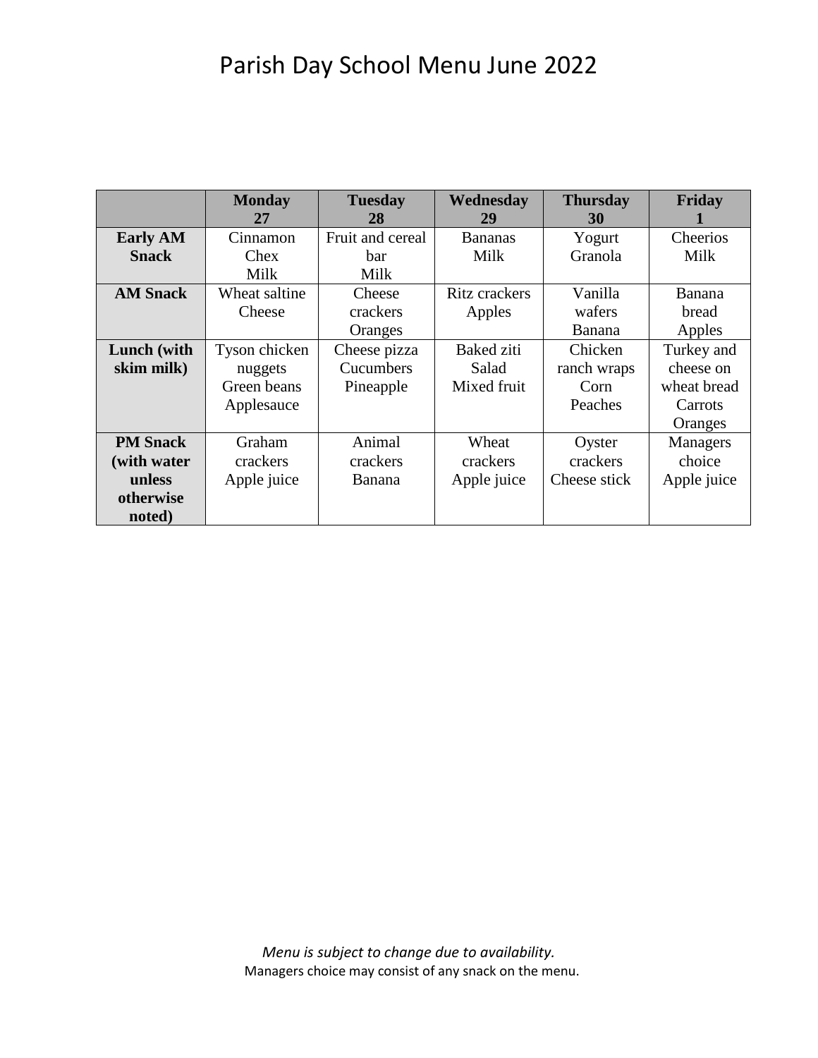# Parish Day School Menu June 2022

| | Monday 27 | Tuesday 28 | Wednesday 29 | Thursday 30 | Friday 1 |
|---|---|---|---|---|---|
| **Early AM Snack** | Cinnamon Chex Milk | Fruit and cereal bar Milk | Bananas Milk | Yogurt Granola | Cheerios Milk |
| **AM Snack** | Wheat saltine Cheese | Cheese crackers Oranges | Ritz crackers Apples | Vanilla wafers Banana | Banana bread Apples |
| **Lunch (with skim milk)** | Tyson chicken nuggets Green beans Applesauce | Cheese pizza Cucumbers Pineapple | Baked ziti Salad Mixed fruit | Chicken ranch wraps Corn Peaches | Turkey and cheese on wheat bread Carrots Oranges |
| **PM Snack (with water unless otherwise noted)** | Graham crackers Apple juice | Animal crackers Banana | Wheat crackers Apple juice | Oyster crackers Cheese stick | Managers choice Apple juice |

*Menu is subject to change due to availability.*

Managers choice may consist of any snack on the menu.